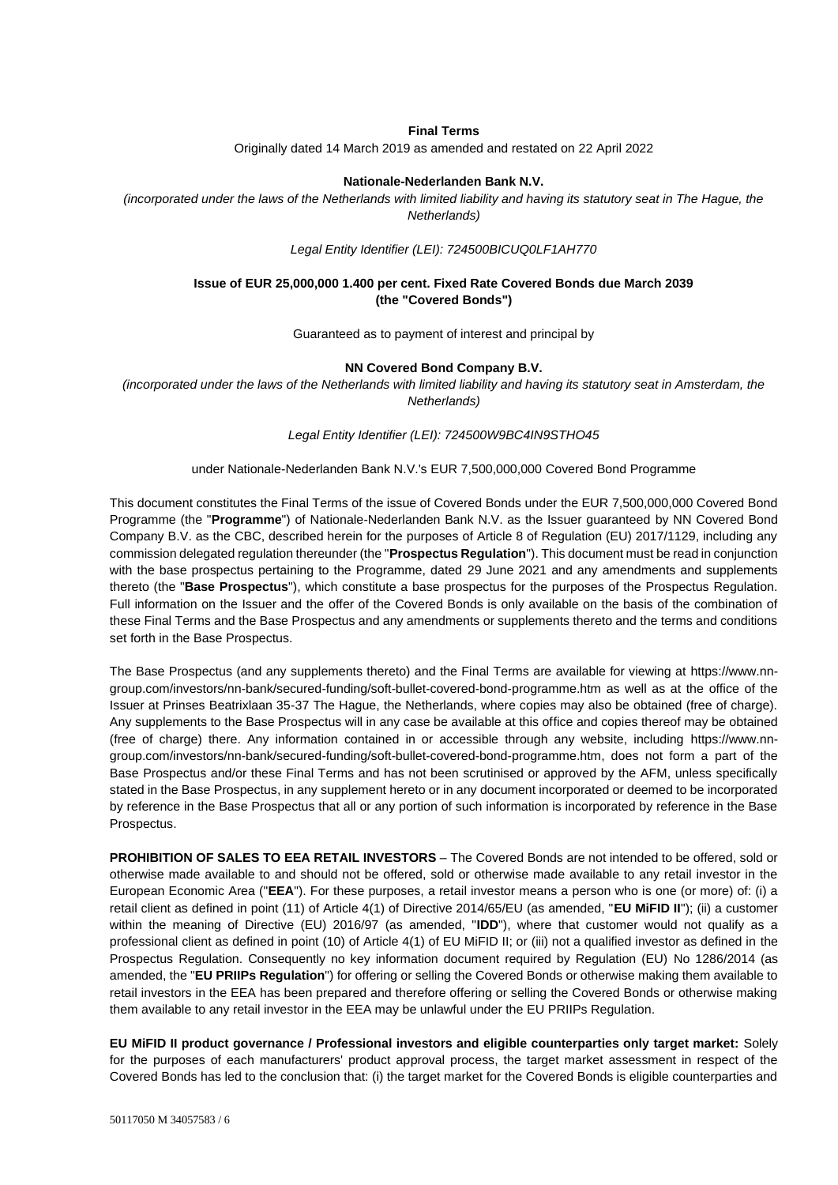**Final Terms**

Originally dated 14 March 2019 as amended and restated on 22 April 2022

**Nationale-Nederlanden Bank N.V.**

*(incorporated under the laws of the Netherlands with limited liability and having its statutory seat in The Hague, the Netherlands)*

*Legal Entity Identifier (LEI): 724500BICUQ0LF1AH770*

**Issue of EUR 25,000,000 1.400 per cent. Fixed Rate Covered Bonds due March 2039 (the "Covered Bonds")**

Guaranteed as to payment of interest and principal by

**NN Covered Bond Company B.V.**

*(incorporated under the laws of the Netherlands with limited liability and having its statutory seat in Amsterdam, the Netherlands)*

*Legal Entity Identifier (LEI): 724500W9BC4IN9STHO45*

under Nationale-Nederlanden Bank N.V.'s EUR 7,500,000,000 Covered Bond Programme

This document constitutes the Final Terms of the issue of Covered Bonds under the EUR 7,500,000,000 Covered Bond Programme (the "**Programme**") of Nationale-Nederlanden Bank N.V. as the Issuer guaranteed by NN Covered Bond Company B.V. as the CBC, described herein for the purposes of Article 8 of Regulation (EU) 2017/1129, including any commission delegated regulation thereunder (the "**Prospectus Regulation**"). This document must be read in conjunction with the base prospectus pertaining to the Programme, dated 29 June 2021 and any amendments and supplements thereto (the "**Base Prospectus**"), which constitute a base prospectus for the purposes of the Prospectus Regulation. Full information on the Issuer and the offer of the Covered Bonds is only available on the basis of the combination of these Final Terms and the Base Prospectus and any amendments or supplements thereto and the terms and conditions set forth in the Base Prospectus.

The Base Prospectus (and any supplements thereto) and the Final Terms are available for viewing at https://www.nn-group.com/investors/nn-bank/secured-funding/soft-bullet-covered-bond-programme.htm as well as at the office of the Issuer at Prinses Beatrixlaan 35-37 The Hague, the Netherlands, where copies may also be obtained (free of charge). Any supplements to the Base Prospectus will in any case be available at this office and copies thereof may be obtained (free of charge) there. Any information contained in or accessible through any website, including https://www.nn-group.com/investors/nn-bank/secured-funding/soft-bullet-covered-bond-programme.htm, does not form a part of the Base Prospectus and/or these Final Terms and has not been scrutinised or approved by the AFM, unless specifically stated in the Base Prospectus, in any supplement hereto or in any document incorporated or deemed to be incorporated by reference in the Base Prospectus that all or any portion of such information is incorporated by reference in the Base Prospectus.

**PROHIBITION OF SALES TO EEA RETAIL INVESTORS** – The Covered Bonds are not intended to be offered, sold or otherwise made available to and should not be offered, sold or otherwise made available to any retail investor in the European Economic Area ("**EEA**"). For these purposes, a retail investor means a person who is one (or more) of: (i) a retail client as defined in point (11) of Article 4(1) of Directive 2014/65/EU (as amended, "**EU MiFID II**"); (ii) a customer within the meaning of Directive (EU) 2016/97 (as amended, "**IDD**"), where that customer would not qualify as a professional client as defined in point (10) of Article 4(1) of EU MiFID II; or (iii) not a qualified investor as defined in the Prospectus Regulation. Consequently no key information document required by Regulation (EU) No 1286/2014 (as amended, the "**EU PRIIPs Regulation**") for offering or selling the Covered Bonds or otherwise making them available to retail investors in the EEA has been prepared and therefore offering or selling the Covered Bonds or otherwise making them available to any retail investor in the EEA may be unlawful under the EU PRIIPs Regulation.

**EU MiFID II product governance / Professional investors and eligible counterparties only target market:** Solely for the purposes of each manufacturers' product approval process, the target market assessment in respect of the Covered Bonds has led to the conclusion that: (i) the target market for the Covered Bonds is eligible counterparties and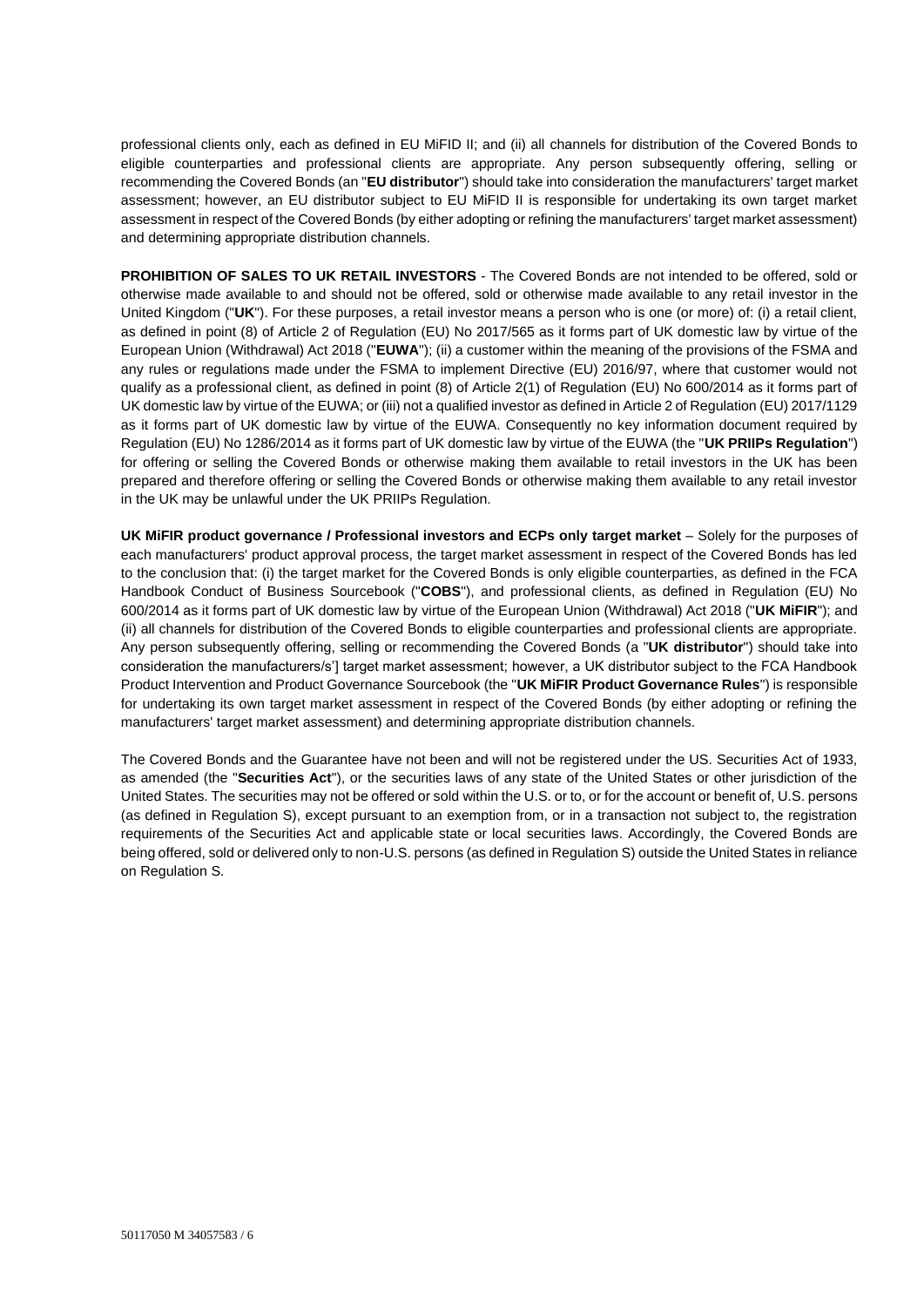professional clients only, each as defined in EU MiFID II; and (ii) all channels for distribution of the Covered Bonds to eligible counterparties and professional clients are appropriate. Any person subsequently offering, selling or recommending the Covered Bonds (an "**EU distributor**") should take into consideration the manufacturers' target market assessment; however, an EU distributor subject to EU MiFID II is responsible for undertaking its own target market assessment in respect of the Covered Bonds (by either adopting or refining the manufacturers' target market assessment) and determining appropriate distribution channels.

**PROHIBITION OF SALES TO UK RETAIL INVESTORS** - The Covered Bonds are not intended to be offered, sold or otherwise made available to and should not be offered, sold or otherwise made available to any retail investor in the United Kingdom ("**UK**"). For these purposes, a retail investor means a person who is one (or more) of: (i) a retail client, as defined in point (8) of Article 2 of Regulation (EU) No 2017/565 as it forms part of UK domestic law by virtue of the European Union (Withdrawal) Act 2018 ("**EUWA**"); (ii) a customer within the meaning of the provisions of the FSMA and any rules or regulations made under the FSMA to implement Directive (EU) 2016/97, where that customer would not qualify as a professional client, as defined in point (8) of Article 2(1) of Regulation (EU) No 600/2014 as it forms part of UK domestic law by virtue of the EUWA; or (iii) not a qualified investor as defined in Article 2 of Regulation (EU) 2017/1129 as it forms part of UK domestic law by virtue of the EUWA. Consequently no key information document required by Regulation (EU) No 1286/2014 as it forms part of UK domestic law by virtue of the EUWA (the "**UK PRIIPs Regulation**") for offering or selling the Covered Bonds or otherwise making them available to retail investors in the UK has been prepared and therefore offering or selling the Covered Bonds or otherwise making them available to any retail investor in the UK may be unlawful under the UK PRIIPs Regulation.

**UK MiFIR product governance / Professional investors and ECPs only target market** – Solely for the purposes of each manufacturers' product approval process, the target market assessment in respect of the Covered Bonds has led to the conclusion that: (i) the target market for the Covered Bonds is only eligible counterparties, as defined in the FCA Handbook Conduct of Business Sourcebook ("**COBS**"), and professional clients, as defined in Regulation (EU) No 600/2014 as it forms part of UK domestic law by virtue of the European Union (Withdrawal) Act 2018 ("**UK MiFIR**"); and (ii) all channels for distribution of the Covered Bonds to eligible counterparties and professional clients are appropriate. Any person subsequently offering, selling or recommending the Covered Bonds (a "**UK distributor**") should take into consideration the manufacturers/s'] target market assessment; however, a UK distributor subject to the FCA Handbook Product Intervention and Product Governance Sourcebook (the "**UK MiFIR Product Governance Rules**") is responsible for undertaking its own target market assessment in respect of the Covered Bonds (by either adopting or refining the manufacturers' target market assessment) and determining appropriate distribution channels.

The Covered Bonds and the Guarantee have not been and will not be registered under the US. Securities Act of 1933, as amended (the "**Securities Act**"), or the securities laws of any state of the United States or other jurisdiction of the United States. The securities may not be offered or sold within the U.S. or to, or for the account or benefit of, U.S. persons (as defined in Regulation S), except pursuant to an exemption from, or in a transaction not subject to, the registration requirements of the Securities Act and applicable state or local securities laws. Accordingly, the Covered Bonds are being offered, sold or delivered only to non-U.S. persons (as defined in Regulation S) outside the United States in reliance on Regulation S.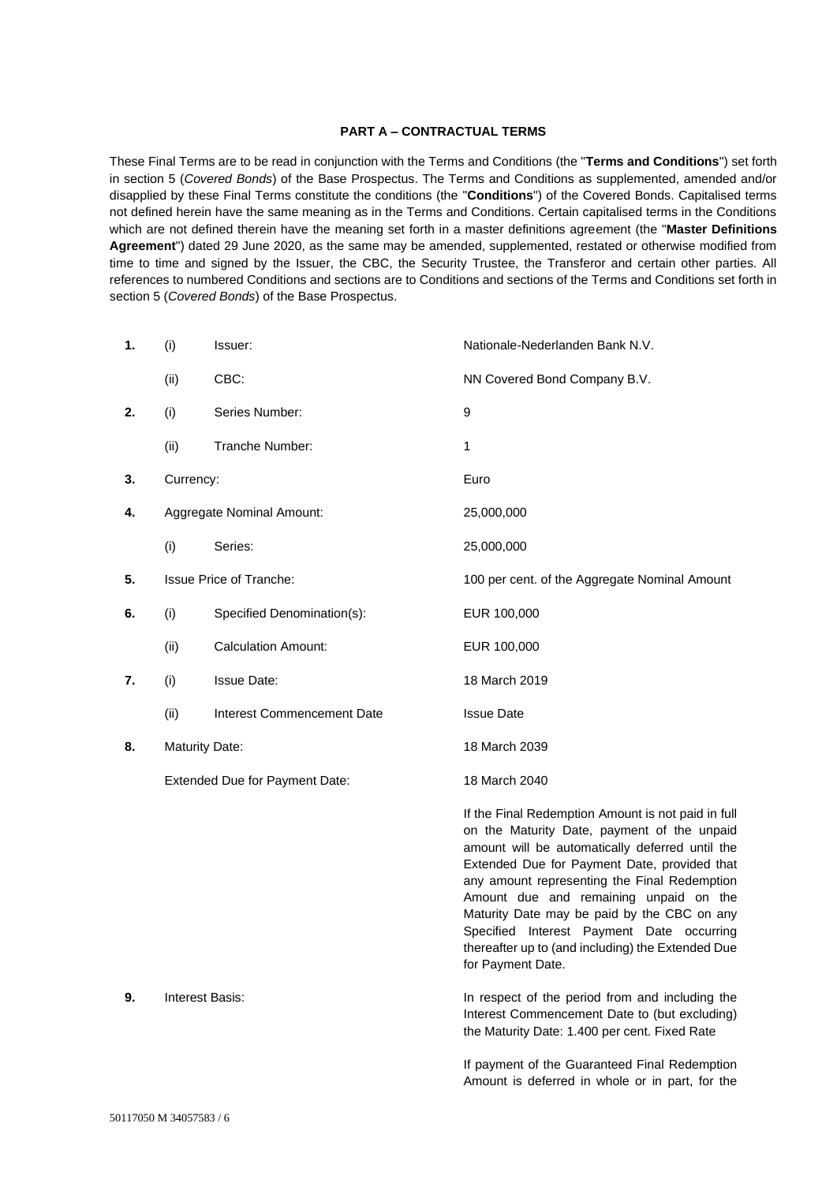## PART A – CONTRACTUAL TERMS

These Final Terms are to be read in conjunction with the Terms and Conditions (the "**Terms and Conditions**") set forth in section 5 (*Covered Bonds*) of the Base Prospectus. The Terms and Conditions as supplemented, amended and/or disapplied by these Final Terms constitute the conditions (the "**Conditions**") of the Covered Bonds. Capitalised terms not defined herein have the same meaning as in the Terms and Conditions. Certain capitalised terms in the Conditions which are not defined therein have the meaning set forth in a master definitions agreement (the "**Master Definitions Agreement**") dated 29 June 2020, as the same may be amended, supplemented, restated or otherwise modified from time to time and signed by the Issuer, the CBC, the Security Trustee, the Transferor and certain other parties. All references to numbered Conditions and sections are to Conditions and sections of the Terms and Conditions set forth in section 5 (*Covered Bonds*) of the Base Prospectus.

| | | | |
|---|---|---|---|
| **1.** | (i) | Issuer: | Nationale-Nederlanden Bank N.V. |
| | (ii) | CBC: | NN Covered Bond Company B.V. |
| **2.** | (i) | Series Number: | 9 |
| | (ii) | Tranche Number: | 1 |
| **3.** | Currency: | | Euro |
| **4.** | Aggregate Nominal Amount: | | 25,000,000 |
| | (i) | Series: | 25,000,000 |
| **5.** | Issue Price of Tranche: | | 100 per cent. of the Aggregate Nominal Amount |
| **6.** | (i) | Specified Denomination(s): | EUR 100,000 |
| | (ii) | Calculation Amount: | EUR 100,000 |
| **7.** | (i) | Issue Date: | 18 March 2019 |
| | (ii) | Interest Commencement Date | Issue Date |
| **8.** | Maturity Date: | | 18 March 2039 |
| | Extended Due for Payment Date: | | 18 March 2040<br><br>If the Final Redemption Amount is not paid in full on the Maturity Date, payment of the unpaid amount will be automatically deferred until the Extended Due for Payment Date, provided that any amount representing the Final Redemption Amount due and remaining unpaid on the Maturity Date may be paid by the CBC on any Specified Interest Payment Date occurring thereafter up to (and including) the Extended Due for Payment Date. |
| **9.** | Interest Basis: | | In respect of the period from and including the Interest Commencement Date to (but excluding) the Maturity Date: 1.400 per cent. Fixed Rate<br><br>If payment of the Guaranteed Final Redemption Amount is deferred in whole or in part, for the |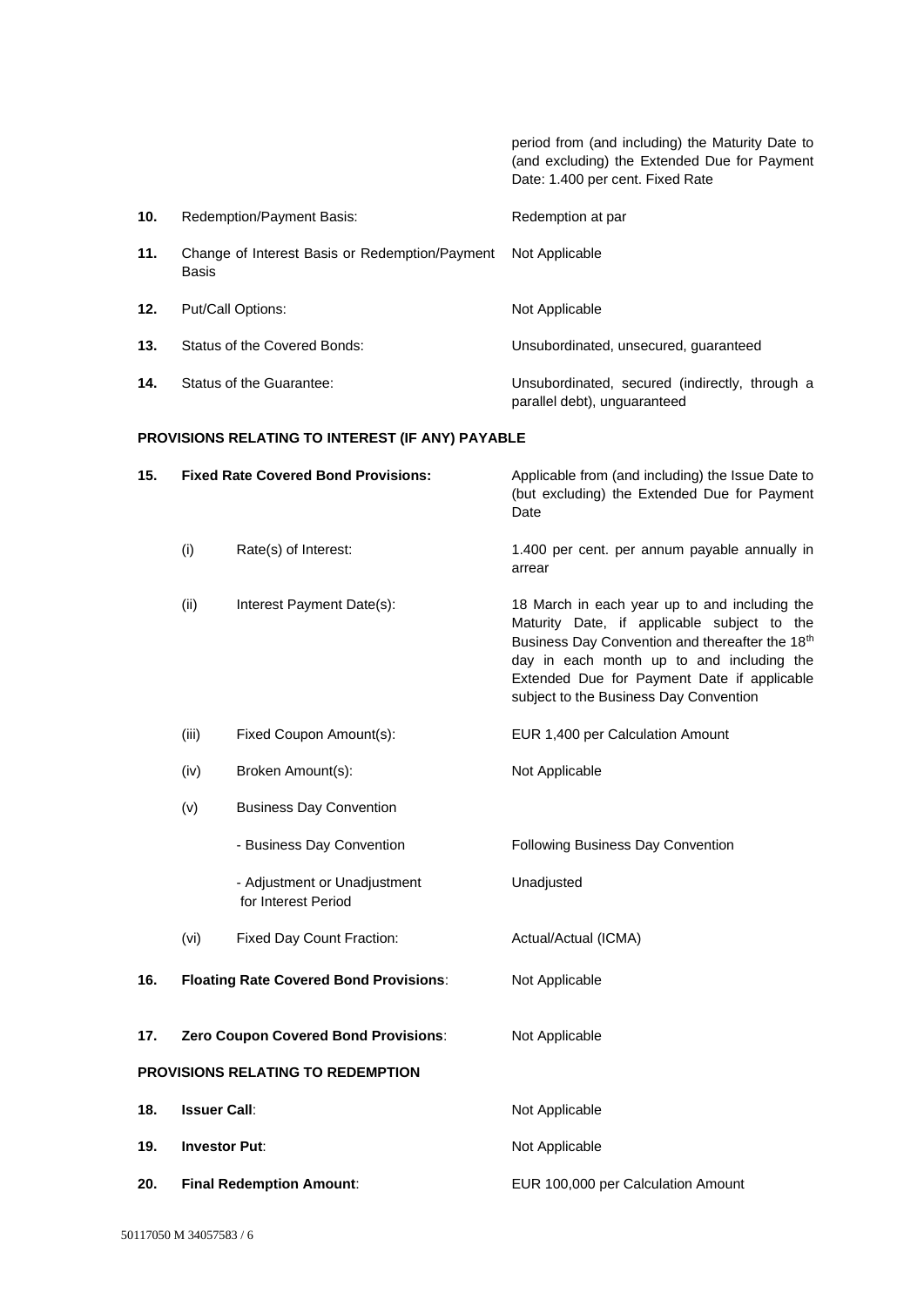| | | | |
|---|---|---|---|
| | | | period from (and including) the Maturity Date to (and excluding) the Extended Due for Payment Date: 1.400 per cent. Fixed Rate |
| **10.** | Redemption/Payment Basis: | | Redemption at par |
| **11.** | Change of Interest Basis or Redemption/Payment Basis | | Not Applicable |
| **12.** | Put/Call Options: | | Not Applicable |
| **13.** | Status of the Covered Bonds: | | Unsubordinated, unsecured, guaranteed |
| **14.** | Status of the Guarantee: | | Unsubordinated, secured (indirectly, through a parallel debt), unguaranteed |

**PROVISIONS RELATING TO INTEREST (IF ANY) PAYABLE**

| | | | |
|---|---|---|---|
| **15.** | **Fixed Rate Covered Bond Provisions:** | | Applicable from (and including) the Issue Date to (but excluding) the Extended Due for Payment Date |
| | (i) | Rate(s) of Interest: | 1.400 per cent. per annum payable annually in arrear |
| | (ii) | Interest Payment Date(s): | 18 March in each year up to and including the Maturity Date, if applicable subject to the Business Day Convention and thereafter the 18th day in each month up to and including the Extended Due for Payment Date if applicable subject to the Business Day Convention |
| | (iii) | Fixed Coupon Amount(s): | EUR 1,400 per Calculation Amount |
| | (iv) | Broken Amount(s): | Not Applicable |
| | (v) | Business Day Convention | |
| | | - Business Day Convention | Following Business Day Convention |
| | | - Adjustment or Unadjustment for Interest Period | Unadjusted |
| | (vi) | Fixed Day Count Fraction: | Actual/Actual (ICMA) |
| **16.** | **Floating Rate Covered Bond Provisions**: | | Not Applicable |
| **17.** | **Zero Coupon Covered Bond Provisions**: | | Not Applicable |

**PROVISIONS RELATING TO REDEMPTION**

| | | |
|---|---|---|
| **18.** | **Issuer Call**: | Not Applicable |
| **19.** | **Investor Put**: | Not Applicable |
| **20.** | **Final Redemption Amount**: | EUR 100,000 per Calculation Amount |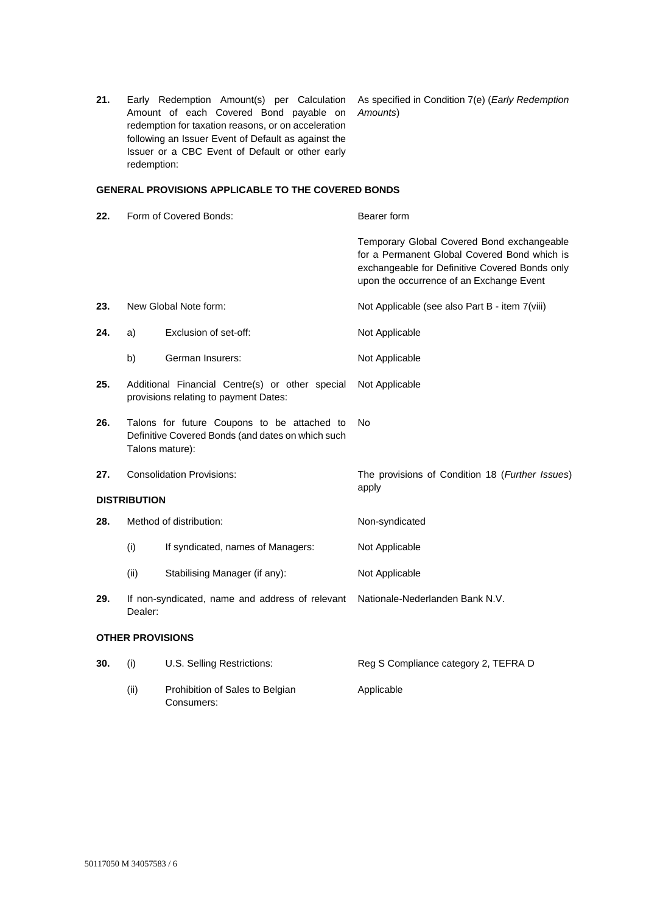| | | |
|---|---|---|
| **21.** | Early Redemption Amount(s) per Calculation Amount of each Covered Bond payable on redemption for taxation reasons, or on acceleration following an Issuer Event of Default as against the Issuer or a CBC Event of Default or other early redemption: | As specified in Condition 7(e) (*Early Redemption Amounts*) |

**GENERAL PROVISIONS APPLICABLE TO THE COVERED BONDS**

| | | |
|---|---|---|
| **22.** | Form of Covered Bonds: | Bearer form<br><br>Temporary Global Covered Bond exchangeable for a Permanent Global Covered Bond which is exchangeable for Definitive Covered Bonds only upon the occurrence of an Exchange Event |
| **23.** | New Global Note form: | Not Applicable (see also Part B - item 7(viii) |
| **24.** | a) Exclusion of set-off: | Not Applicable |
| | b) German Insurers: | Not Applicable |
| **25.** | Additional Financial Centre(s) or other special provisions relating to payment Dates: | Not Applicable |
| **26.** | Talons for future Coupons to be attached to Definitive Covered Bonds (and dates on which such Talons mature): | No |
| **27.** | Consolidation Provisions: | The provisions of Condition 18 (*Further Issues*) apply |

**DISTRIBUTION**

| | | |
|---|---|---|
| **28.** | Method of distribution: | Non-syndicated |
| | (i) If syndicated, names of Managers: | Not Applicable |
| | (ii) Stabilising Manager (if any): | Not Applicable |
| **29.** | If non-syndicated, name and address of relevant Dealer: | Nationale-Nederlanden Bank N.V. |

**OTHER PROVISIONS**

| | | |
|---|---|---|
| **30.** | (i) U.S. Selling Restrictions: | Reg S Compliance category 2, TEFRA D |
| | (ii) Prohibition of Sales to Belgian Consumers: | Applicable |

50117050 M 34057583 / 6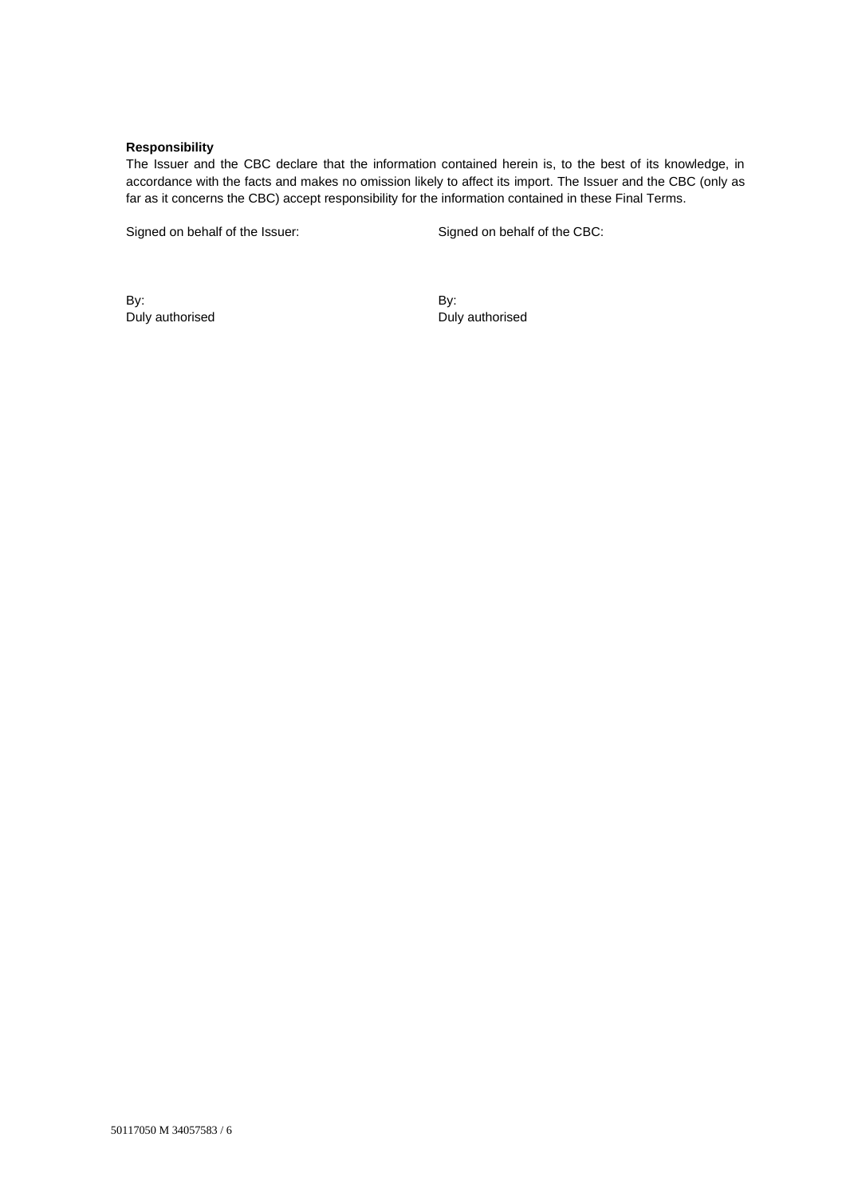**Responsibility**

The Issuer and the CBC declare that the information contained herein is, to the best of its knowledge, in accordance with the facts and makes no omission likely to affect its import. The Issuer and the CBC (only as far as it concerns the CBC) accept responsibility for the information contained in these Final Terms.

Signed on behalf of the Issuer:

By:
Duly authorised

Signed on behalf of the CBC:

By:
Duly authorised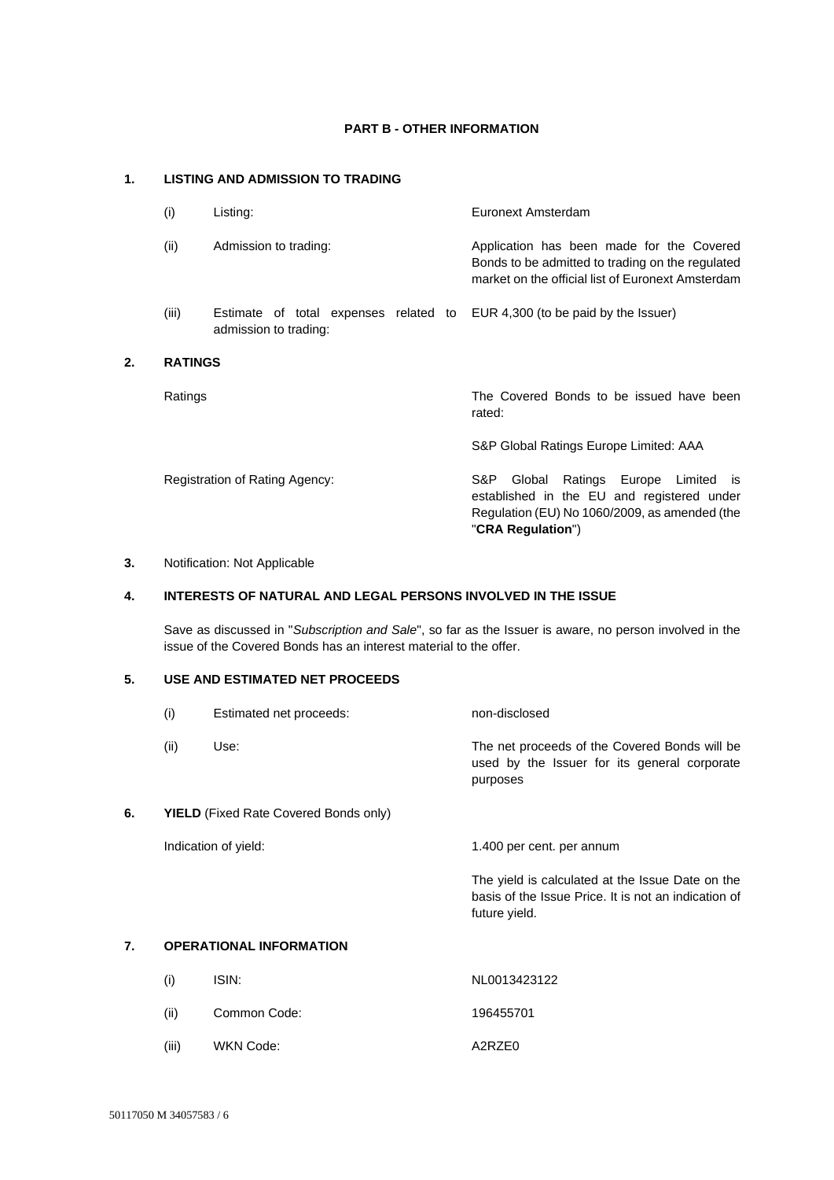## PART B - OTHER INFORMATION

### 1. LISTING AND ADMISSION TO TRADING

| | | |
|---|---|---|
| (i) | Listing: | Euronext Amsterdam |
| (ii) | Admission to trading: | Application has been made for the Covered Bonds to be admitted to trading on the regulated market on the official list of Euronext Amsterdam |
| (iii) | Estimate of total expenses related to admission to trading: | EUR 4,300 (to be paid by the Issuer) |

### 2. RATINGS

| | |
|---|---|
| Ratings | The Covered Bonds to be issued have been rated: |
| | S&P Global Ratings Europe Limited: AAA |
| Registration of Rating Agency: | S&P Global Ratings Europe Limited is established in the EU and registered under Regulation (EU) No 1060/2009, as amended (the "**CRA Regulation**") |

### 3. Notification: Not Applicable

### 4. INTERESTS OF NATURAL AND LEGAL PERSONS INVOLVED IN THE ISSUE

Save as discussed in "*Subscription and Sale*", so far as the Issuer is aware, no person involved in the issue of the Covered Bonds has an interest material to the offer.

### 5. USE AND ESTIMATED NET PROCEEDS

| | | |
|---|---|---|
| (i) | Estimated net proceeds: | non-disclosed |
| (ii) | Use: | The net proceeds of the Covered Bonds will be used by the Issuer for its general corporate purposes |

### 6. YIELD (Fixed Rate Covered Bonds only)

| | |
|---|---|
| Indication of yield: | 1.400 per cent. per annum |
| | The yield is calculated at the Issue Date on the basis of the Issue Price. It is not an indication of future yield. |

### 7. OPERATIONAL INFORMATION

| | | |
|---|---|---|
| (i) | ISIN: | NL0013423122 |
| (ii) | Common Code: | 196455701 |
| (iii) | WKN Code: | A2RZE0 |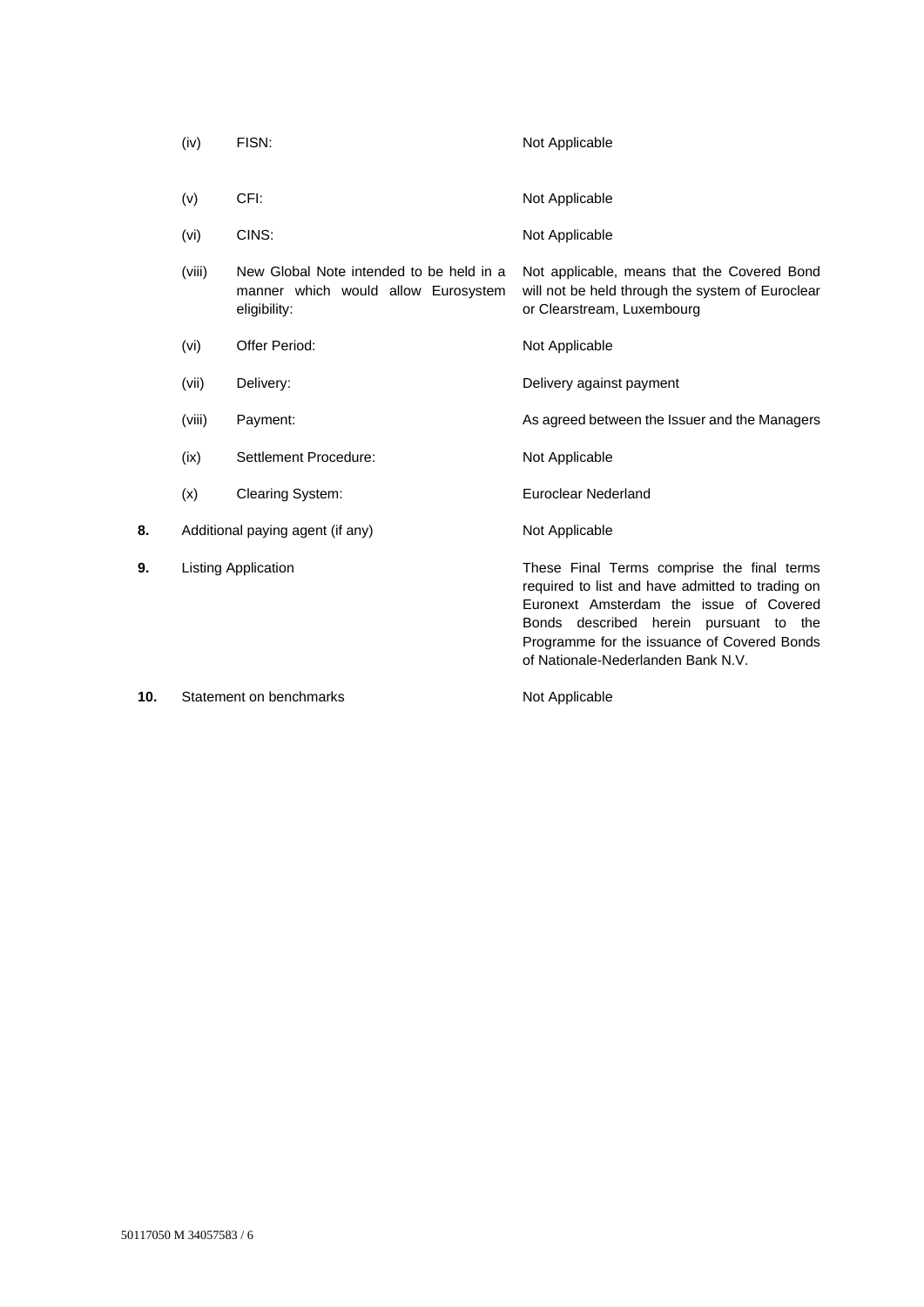| | | | |
|---|---|---|---|
| | (iv) | FISN: | Not Applicable |
| | (v) | CFI: | Not Applicable |
| | (vi) | CINS: | Not Applicable |
| | (viii) | New Global Note intended to be held in a manner which would allow Eurosystem eligibility: | Not applicable, means that the Covered Bond will not be held through the system of Euroclear or Clearstream, Luxembourg |
| | (vi) | Offer Period: | Not Applicable |
| | (vii) | Delivery: | Delivery against payment |
| | (viii) | Payment: | As agreed between the Issuer and the Managers |
| | (ix) | Settlement Procedure: | Not Applicable |
| | (x) | Clearing System: | Euroclear Nederland |
| **8.** | Additional paying agent (if any) | | Not Applicable |
| **9.** | Listing Application | | These Final Terms comprise the final terms required to list and have admitted to trading on Euronext Amsterdam the issue of Covered Bonds described herein pursuant to the Programme for the issuance of Covered Bonds of Nationale-Nederlanden Bank N.V. |
| **10.** | Statement on benchmarks | | Not Applicable |

50117050 M 34057583 / 6